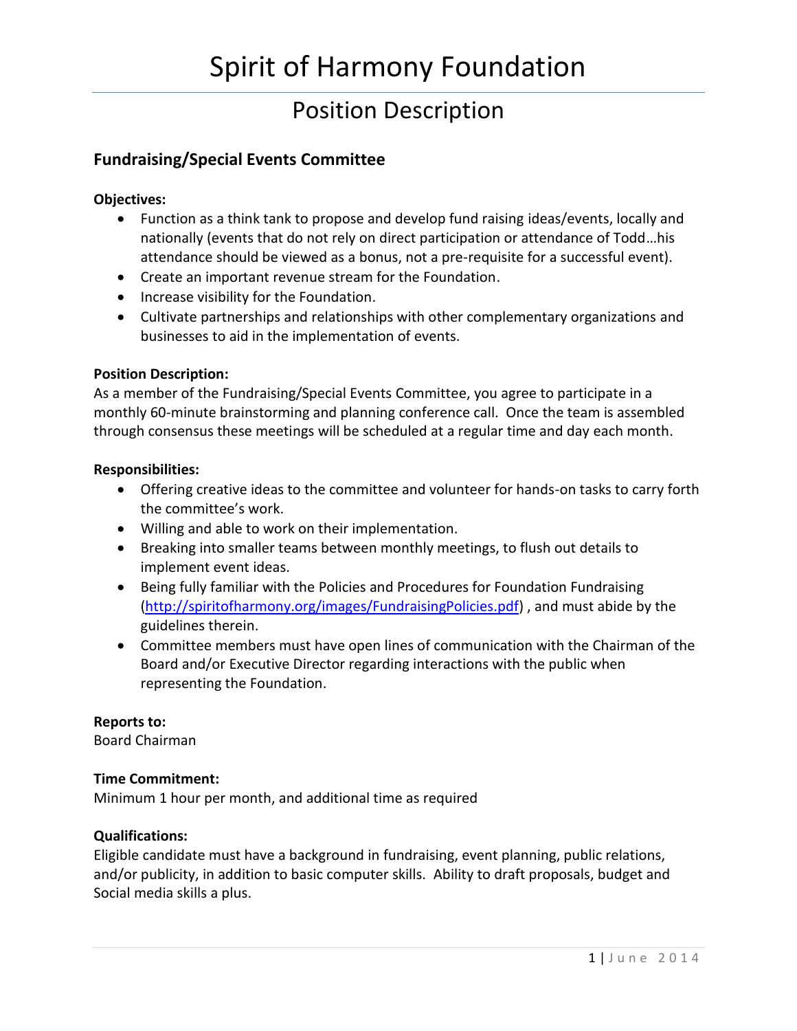# Spirit of Harmony Foundation

## Position Description

### Fundraising/Special Events Committee

**Objectives:**

- Function as a think tank to propose and develop fund raising ideas/events, locally and nationally (events that do not rely on direct participation or attendance of Todd…his attendance should be viewed as a bonus, not a pre-requisite for a successful event).
- Create an important revenue stream for the Foundation.
- Increase visibility for the Foundation.
- Cultivate partnerships and relationships with other complementary organizations and businesses to aid in the implementation of events.

**Position Description:**

As a member of the Fundraising/Special Events Committee, you agree to participate in a monthly 60-minute brainstorming and planning conference call. Once the team is assembled through consensus these meetings will be scheduled at a regular time and day each month.

**Responsibilities:**

- Offering creative ideas to the committee and volunteer for hands-on tasks to carry forth the committee's work.
- Willing and able to work on their implementation.
- Breaking into smaller teams between monthly meetings, to flush out details to implement event ideas.
- Being fully familiar with the Policies and Procedures for Foundation Fundraising ([http://spiritofharmony.org/images/FundraisingPolicies.pdf](http://spiritofharmony.org/images/FundraisingPolicies.pdf)) , and must abide by the guidelines therein.
- Committee members must have open lines of communication with the Chairman of the Board and/or Executive Director regarding interactions with the public when representing the Foundation.

**Reports to:**

Board Chairman

**Time Commitment:**

Minimum 1 hour per month, and additional time as required

**Qualifications:**

Eligible candidate must have a background in fundraising, event planning, public relations, and/or publicity, in addition to basic computer skills. Ability to draft proposals, budget and Social media skills a plus.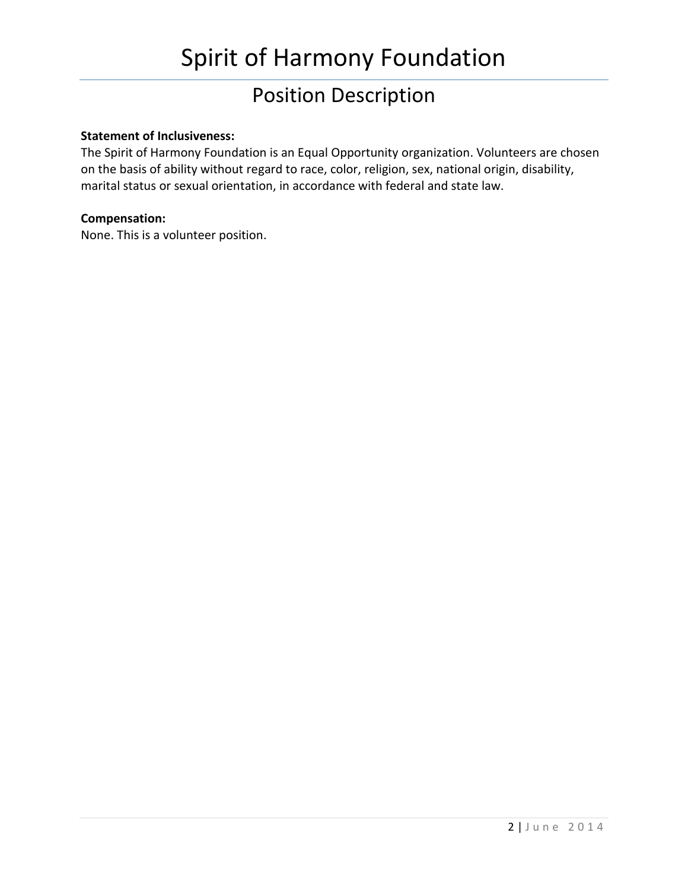# Spirit of Harmony Foundation

## Position Description

**Statement of Inclusiveness:**
The Spirit of Harmony Foundation is an Equal Opportunity organization. Volunteers are chosen on the basis of ability without regard to race, color, religion, sex, national origin, disability, marital status or sexual orientation, in accordance with federal and state law.

**Compensation:**
None. This is a volunteer position.